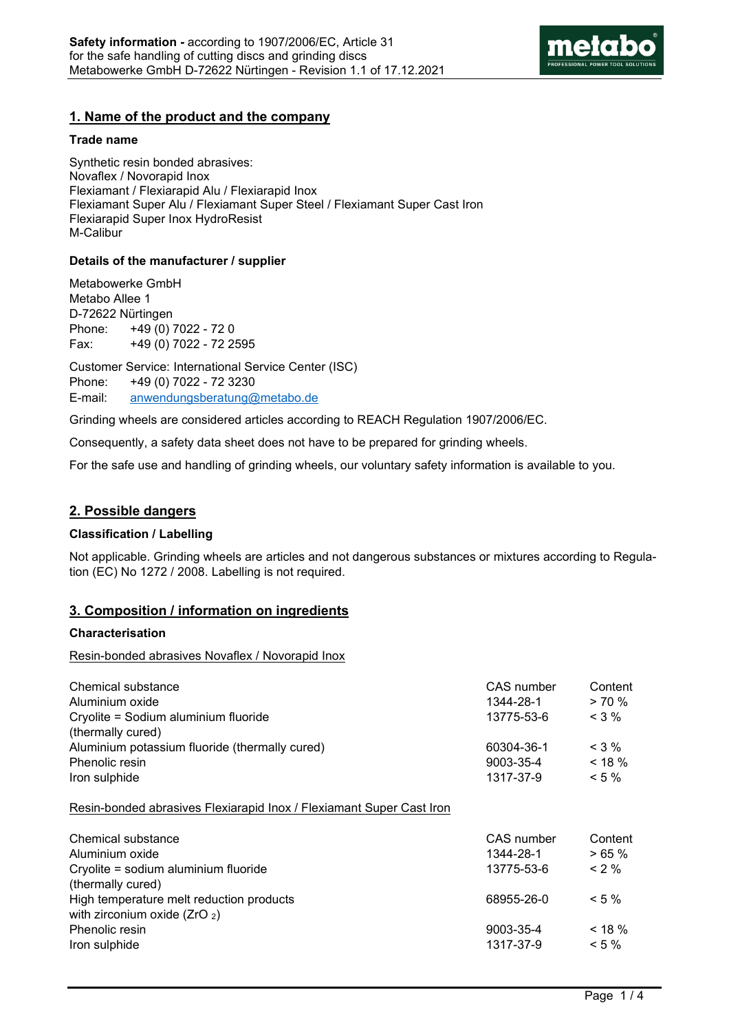# 1. Name of the product and the company

### Trade name

Synthetic resin bonded abrasives:
Novaflex / Novorapid Inox
Flexiamant / Flexiarapid Alu / Flexiarapid Inox
Flexiamant Super Alu / Flexiamant Super Steel / Flexiamant Super Cast Iron
Flexiarapid Super Inox HydroResist
M-Calibur

### Details of the manufacturer / supplier

Metabowerke GmbH
Metabo Allee 1
D-72622 Nürtingen
Phone: +49 (0) 7022 - 72 0
Fax: +49 (0) 7022 - 72 2595

Customer Service: International Service Center (ISC)
Phone: +49 (0) 7022 - 72 3230
E-mail: anwendungsberatung@metabo.de

Grinding wheels are considered articles according to REACH Regulation 1907/2006/EC.

Consequently, a safety data sheet does not have to be prepared for grinding wheels.

For the safe use and handling of grinding wheels, our voluntary safety information is available to you.

# 2. Possible dangers

### Classification / Labelling

Not applicable. Grinding wheels are articles and not dangerous substances or mixtures according to Regulation (EC) No 1272 / 2008. Labelling is not required.

# 3. Composition / information on ingredients

### Characterisation

Resin-bonded abrasives Novaflex / Novorapid Inox

| Chemical substance | CAS number | Content |
|---|---|---|
| Aluminium oxide | 1344-28-1 | > 70 % |
| Cryolite = Sodium aluminium fluoride (thermally cured) | 13775-53-6 | < 3 % |
| Aluminium potassium fluoride (thermally cured) | 60304-36-1 | < 3 % |
| Phenolic resin | 9003-35-4 | < 18 % |
| Iron sulphide | 1317-37-9 | < 5 % |

Resin-bonded abrasives Flexiarapid Inox / Flexiamant Super Cast Iron

| Chemical substance | CAS number | Content |
|---|---|---|
| Aluminium oxide | 1344-28-1 | > 65 % |
| Cryolite = sodium aluminium fluoride (thermally cured) | 13775-53-6 | < 2 % |
| High temperature melt reduction products with zirconium oxide ($ZrO_2$) | 68955-26-0 | < 5 % |
| Phenolic resin | 9003-35-4 | < 18 % |
| Iron sulphide | 1317-37-9 | < 5 % |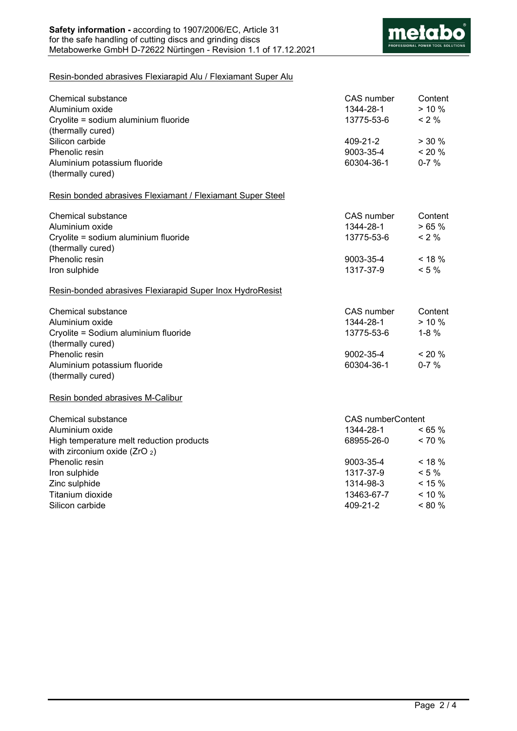Resin-bonded abrasives Flexiarapid Alu / Flexiamant Super Alu

| Chemical substance | CAS number | Content |
|---|---|---|
| Aluminium oxide | 1344-28-1 | > 10 % |
| Cryolite = sodium aluminium fluoride (thermally cured) | 13775-53-6 | < 2 % |
| Silicon carbide | 409-21-2 | > 30 % |
| Phenolic resin | 9003-35-4 | < 20 % |
| Aluminium potassium fluoride (thermally cured) | 60304-36-1 | 0-7 % |

Resin bonded abrasives Flexiamant / Flexiamant Super Steel

| Chemical substance | CAS number | Content |
|---|---|---|
| Aluminium oxide | 1344-28-1 | > 65 % |
| Cryolite = sodium aluminium fluoride (thermally cured) | 13775-53-6 | < 2 % |
| Phenolic resin | 9003-35-4 | < 18 % |
| Iron sulphide | 1317-37-9 | < 5 % |

Resin-bonded abrasives Flexiarapid Super Inox HydroResist

| Chemical substance | CAS number | Content |
|---|---|---|
| Aluminium oxide | 1344-28-1 | > 10 % |
| Cryolite = Sodium aluminium fluoride (thermally cured) | 13775-53-6 | 1-8 % |
| Phenolic resin | 9002-35-4 | < 20 % |
| Aluminium potassium fluoride (thermally cured) | 60304-36-1 | 0-7 % |

Resin bonded abrasives M-Calibur

| Chemical substance | CAS number | Content |
|---|---|---|
| Aluminium oxide | 1344-28-1 | < 65 % |
| High temperature melt reduction products with zirconium oxide ($ZrO_2$) | 68955-26-0 | < 70 % |
| Phenolic resin | 9003-35-4 | < 18 % |
| Iron sulphide | 1317-37-9 | < 5 % |
| Zinc sulphide | 1314-98-3 | < 15 % |
| Titanium dioxide | 13463-67-7 | < 10 % |
| Silicon carbide | 409-21-2 | < 80 % |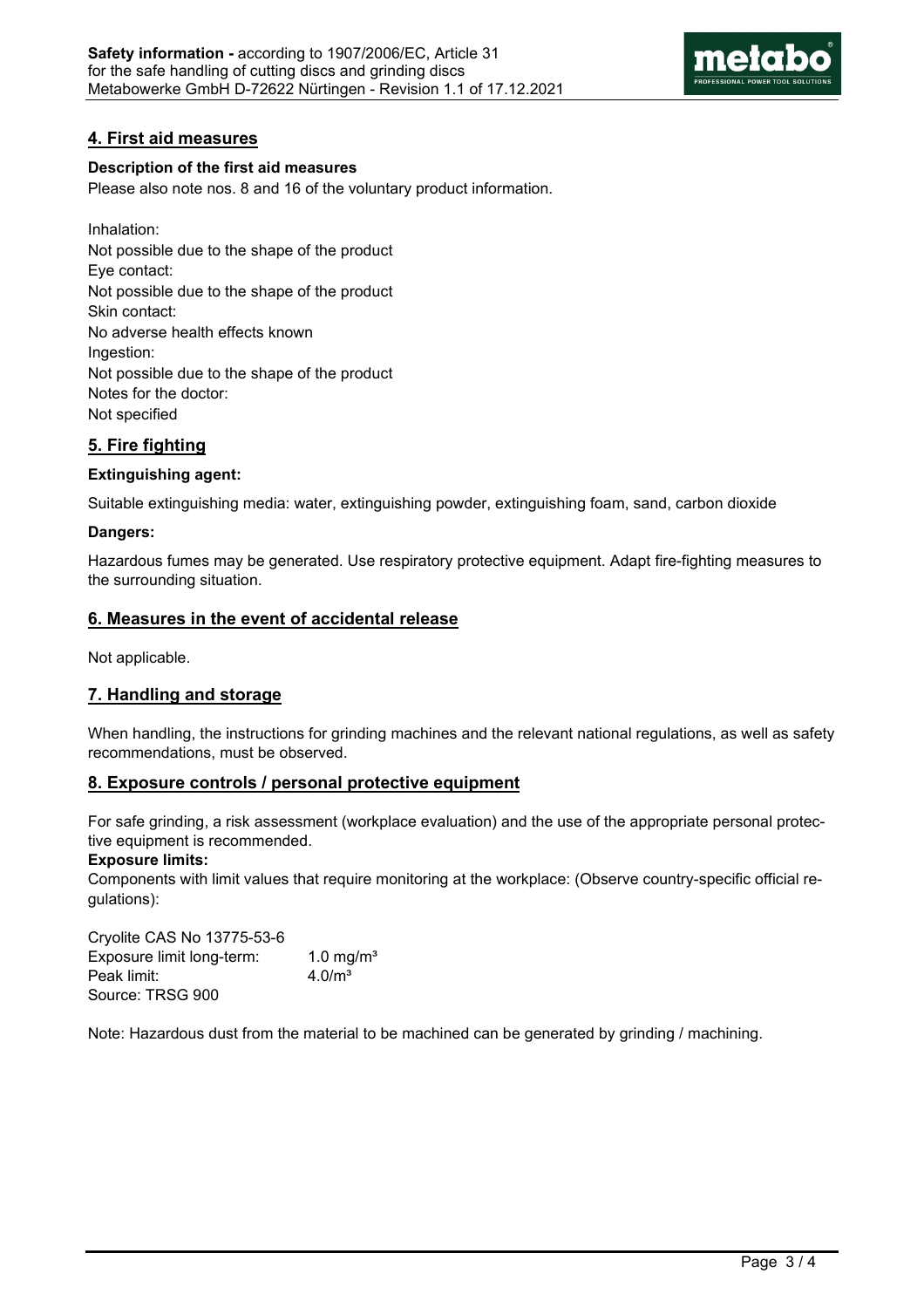## 4. First aid measures

**Description of the first aid measures**

Please also note nos. 8 and 16 of the voluntary product information.

Inhalation:
Not possible due to the shape of the product
Eye contact:
Not possible due to the shape of the product
Skin contact:
No adverse health effects known
Ingestion:
Not possible due to the shape of the product
Notes for the doctor:
Not specified

## 5. Fire fighting

**Extinguishing agent:**

Suitable extinguishing media: water, extinguishing powder, extinguishing foam, sand, carbon dioxide

**Dangers:**

Hazardous fumes may be generated. Use respiratory protective equipment. Adapt fire-fighting measures to the surrounding situation.

## 6. Measures in the event of accidental release

Not applicable.

## 7. Handling and storage

When handling, the instructions for grinding machines and the relevant national regulations, as well as safety recommendations, must be observed.

## 8. Exposure controls / personal protective equipment

For safe grinding, a risk assessment (workplace evaluation) and the use of the appropriate personal protective equipment is recommended.

**Exposure limits:**

Components with limit values that require monitoring at the workplace: (Observe country-specific official regulations):

Cryolite CAS No 13775-53-6
Exposure limit long-term: 1.0 mg/m³
Peak limit: 4.0/m³
Source: TRSG 900

Note: Hazardous dust from the material to be machined can be generated by grinding / machining.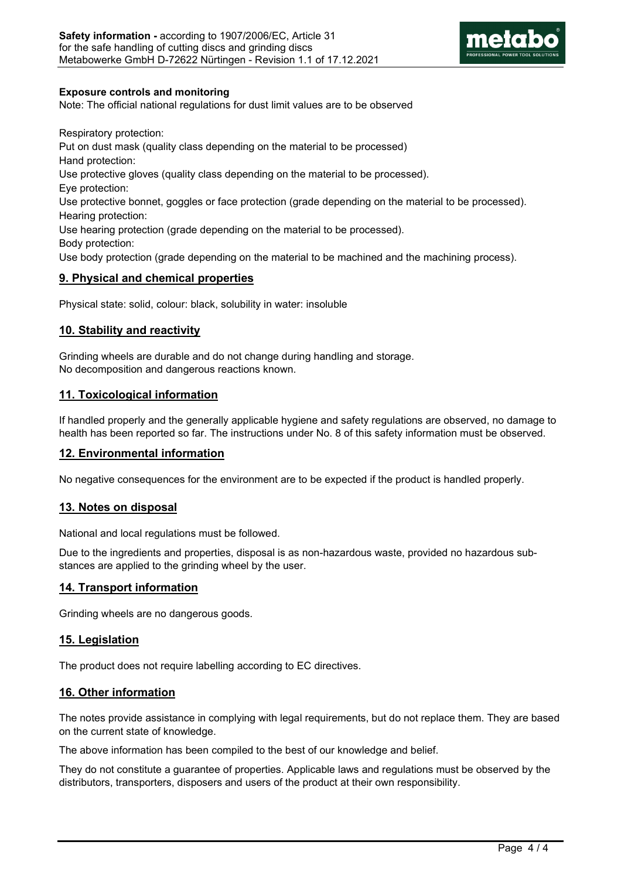**Exposure controls and monitoring**

Note: The official national regulations for dust limit values are to be observed

Respiratory protection:
Put on dust mask (quality class depending on the material to be processed)
Hand protection:
Use protective gloves (quality class depending on the material to be processed).
Eye protection:
Use protective bonnet, goggles or face protection (grade depending on the material to be processed).
Hearing protection:
Use hearing protection (grade depending on the material to be processed).
Body protection:
Use body protection (grade depending on the material to be machined and the machining process).

## 9. Physical and chemical properties

Physical state: solid, colour: black, solubility in water: insoluble

## 10. Stability and reactivity

Grinding wheels are durable and do not change during handling and storage.
No decomposition and dangerous reactions known.

## 11. Toxicological information

If handled properly and the generally applicable hygiene and safety regulations are observed, no damage to health has been reported so far. The instructions under No. 8 of this safety information must be observed.

## 12. Environmental information

No negative consequences for the environment are to be expected if the product is handled properly.

## 13. Notes on disposal

National and local regulations must be followed.

Due to the ingredients and properties, disposal is as non-hazardous waste, provided no hazardous substances are applied to the grinding wheel by the user.

## 14. Transport information

Grinding wheels are no dangerous goods.

## 15. Legislation

The product does not require labelling according to EC directives.

## 16. Other information

The notes provide assistance in complying with legal requirements, but do not replace them. They are based on the current state of knowledge.

The above information has been compiled to the best of our knowledge and belief.

They do not constitute a guarantee of properties. Applicable laws and regulations must be observed by the distributors, transporters, disposers and users of the product at their own responsibility.